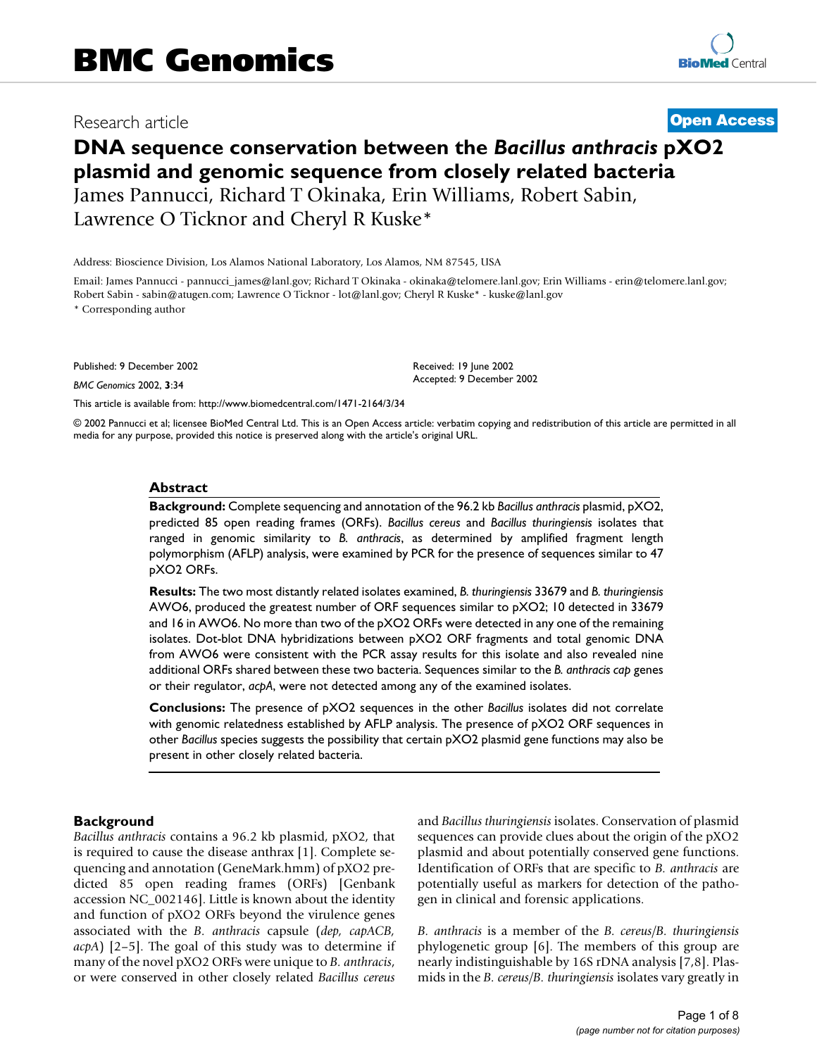# BMC Genomics

Research article **Open Access**

# DNA sequence conservation between the *Bacillus anthracis* pXO2 plasmid and genomic sequence from closely related bacteria

James Pannucci, Richard T Okinaka, Erin Williams, Robert Sabin, Lawrence O Ticknor and Cheryl R Kuske*

Address: Bioscience Division, Los Alamos National Laboratory, Los Alamos, NM 87545, USA

Email: James Pannucci - pannucci_james@lanl.gov; Richard T Okinaka - okinaka@telomere.lanl.gov; Erin Williams - erin@telomere.lanl.gov; Robert Sabin - sabin@atugen.com; Lawrence O Ticknor - lot@lanl.gov; Cheryl R Kuske* - kuske@lanl.gov

\* Corresponding author

Published: 9 December 2002

*BMC Genomics* 2002, **3**:34

Received: 19 June 2002
Accepted: 9 December 2002

This article is available from: http://www.biomedcentral.com/1471-2164/3/34

© 2002 Pannucci et al; licensee BioMed Central Ltd. This is an Open Access article: verbatim copying and redistribution of this article are permitted in all media for any purpose, provided this notice is preserved along with the article's original URL.

## Abstract

**Background:** Complete sequencing and annotation of the 96.2 kb *Bacillus anthracis* plasmid, pXO2, predicted 85 open reading frames (ORFs). *Bacillus cereus* and *Bacillus thuringiensis* isolates that ranged in genomic similarity to *B. anthracis*, as determined by amplified fragment length polymorphism (AFLP) analysis, were examined by PCR for the presence of sequences similar to 47 pXO2 ORFs.

**Results:** The two most distantly related isolates examined, *B. thuringiensis* 33679 and *B. thuringiensis* AWO6, produced the greatest number of ORF sequences similar to pXO2; 10 detected in 33679 and 16 in AWO6. No more than two of the pXO2 ORFs were detected in any one of the remaining isolates. Dot-blot DNA hybridizations between pXO2 ORF fragments and total genomic DNA from AWO6 were consistent with the PCR assay results for this isolate and also revealed nine additional ORFs shared between these two bacteria. Sequences similar to the *B. anthracis cap* genes or their regulator, *acpA*, were not detected among any of the examined isolates.

**Conclusions:** The presence of pXO2 sequences in the other *Bacillus* isolates did not correlate with genomic relatedness established by AFLP analysis. The presence of pXO2 ORF sequences in other *Bacillus* species suggests the possibility that certain pXO2 plasmid gene functions may also be present in other closely related bacteria.

## Background

*Bacillus anthracis* contains a 96.2 kb plasmid, pXO2, that is required to cause the disease anthrax [1]. Complete sequencing and annotation (GeneMark.hmm) of pXO2 predicted 85 open reading frames (ORFs) [Genbank accession NC_002146]. Little is known about the identity and function of pXO2 ORFs beyond the virulence genes associated with the *B. anthracis* capsule (*dep, capACB, acpA*) [2–5]. The goal of this study was to determine if many of the novel pXO2 ORFs were unique to *B. anthracis*, or were conserved in other closely related *Bacillus cereus* and *Bacillus thuringiensis* isolates. Conservation of plasmid sequences can provide clues about the origin of the pXO2 plasmid and about potentially conserved gene functions. Identification of ORFs that are specific to *B. anthracis* are potentially useful as markers for detection of the pathogen in clinical and forensic applications.

*B. anthracis* is a member of the *B. cereus*/*B. thuringiensis* phylogenetic group [6]. The members of this group are nearly indistinguishable by 16S rDNA analysis [7,8]. Plasmids in the *B. cereus*/*B. thuringiensis* isolates vary greatly in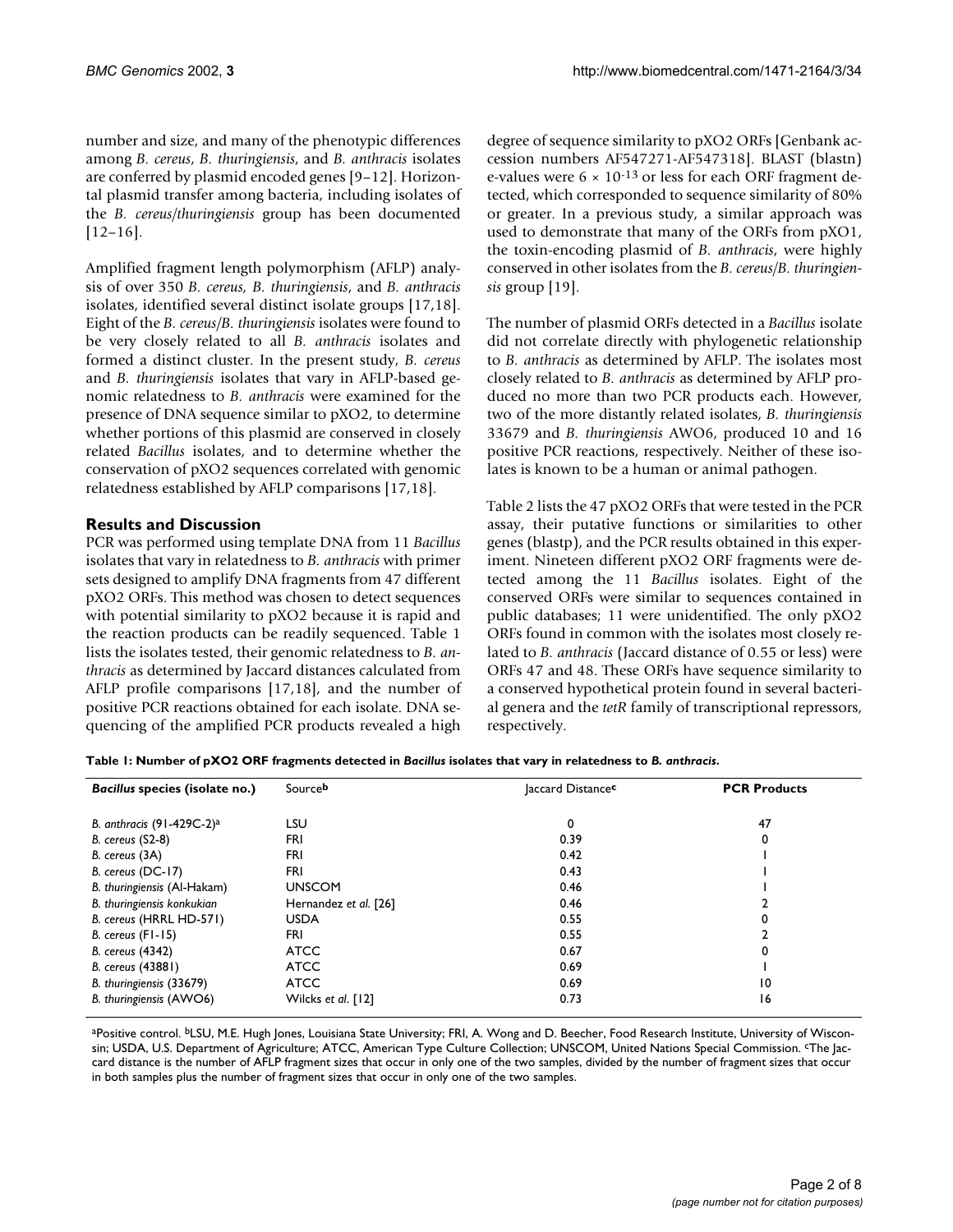number and size, and many of the phenotypic differences among *B. cereus*, *B. thuringiensis*, and *B. anthracis* isolates are conferred by plasmid encoded genes [9–12]. Horizontal plasmid transfer among bacteria, including isolates of the *B. cereus/thuringiensis* group has been documented [12–16].

Amplified fragment length polymorphism (AFLP) analysis of over 350 *B. cereus, B. thuringiensis*, and *B. anthracis* isolates, identified several distinct isolate groups [17,18]. Eight of the *B. cereus/B. thuringiensis* isolates were found to be very closely related to all *B. anthracis* isolates and formed a distinct cluster. In the present study, *B. cereus* and *B. thuringiensis* isolates that vary in AFLP-based genomic relatedness to *B. anthracis* were examined for the presence of DNA sequence similar to pXO2, to determine whether portions of this plasmid are conserved in closely related *Bacillus* isolates, and to determine whether the conservation of pXO2 sequences correlated with genomic relatedness established by AFLP comparisons [17,18].

## Results and Discussion

PCR was performed using template DNA from 11 *Bacillus* isolates that vary in relatedness to *B. anthracis* with primer sets designed to amplify DNA fragments from 47 different pXO2 ORFs. This method was chosen to detect sequences with potential similarity to pXO2 because it is rapid and the reaction products can be readily sequenced. Table 1 lists the isolates tested, their genomic relatedness to *B. anthracis* as determined by Jaccard distances calculated from AFLP profile comparisons [17,18], and the number of positive PCR reactions obtained for each isolate. DNA sequencing of the amplified PCR products revealed a high degree of sequence similarity to pXO2 ORFs [Genbank accession numbers AF547271-AF547318]. BLAST (blastn) e-values were $6 \times 10^{-13}$ or less for each ORF fragment detected, which corresponded to sequence similarity of 80% or greater. In a previous study, a similar approach was used to demonstrate that many of the ORFs from pXO1, the toxin-encoding plasmid of *B. anthracis*, were highly conserved in other isolates from the *B. cereus/B. thuringiensis* group [19].

The number of plasmid ORFs detected in a *Bacillus* isolate did not correlate directly with phylogenetic relationship to *B. anthracis* as determined by AFLP. The isolates most closely related to *B. anthracis* as determined by AFLP produced no more than two PCR products each. However, two of the more distantly related isolates, *B. thuringiensis* 33679 and *B. thuringiensis* AWO6, produced 10 and 16 positive PCR reactions, respectively. Neither of these isolates is known to be a human or animal pathogen.

Table 2 lists the 47 pXO2 ORFs that were tested in the PCR assay, their putative functions or similarities to other genes (blastp), and the PCR results obtained in this experiment. Nineteen different pXO2 ORF fragments were detected among the 11 *Bacillus* isolates. Eight of the conserved ORFs were similar to sequences contained in public databases; 11 were unidentified. The only pXO2 ORFs found in common with the isolates most closely related to *B. anthracis* (Jaccard distance of 0.55 or less) were ORFs 47 and 48. These ORFs have sequence similarity to a conserved hypothetical protein found in several bacterial genera and the *tetR* family of transcriptional repressors, respectively.

**Table 1: Number of pXO2 ORF fragments detected in *Bacillus* isolates that vary in relatedness to *B. anthracis*.**

| *Bacillus* species (isolate no.) | Source[b] | Jaccard Distance[c] | PCR Products |
|---|---|---|---|
| *B. anthracis* (91-429C-2)[a] | LSU | 0 | 47 |
| *B. cereus* (S2-8) | FRI | 0.39 | 0 |
| *B. cereus* (3A) | FRI | 0.42 | 1 |
| *B. cereus* (DC-17) | FRI | 0.43 | 1 |
| *B. thuringiensis* (Al-Hakam) | UNSCOM | 0.46 | 1 |
| *B. thuringiensis konkukian* | Hernandez *et al.* [26] | 0.46 | 2 |
| *B. cereus* (HRRL HD-571) | USDA | 0.55 | 0 |
| *B. cereus* (F1-15) | FRI | 0.55 | 2 |
| *B. cereus* (4342) | ATCC | 0.67 | 0 |
| *B. cereus* (43881) | ATCC | 0.69 | 1 |
| *B. thuringiensis* (33679) | ATCC | 0.69 | 10 |
| *B. thuringiensis* (AWO6) | Wilcks *et al.* [12] | 0.73 | 16 |

[a]Positive control. [b]LSU, M.E. Hugh Jones, Louisiana State University; FRI, A. Wong and D. Beecher, Food Research Institute, University of Wisconsin; USDA, U.S. Department of Agriculture; ATCC, American Type Culture Collection; UNSCOM, United Nations Special Commission. [c]The Jaccard distance is the number of AFLP fragment sizes that occur in only one of the two samples, divided by the number of fragment sizes that occur in both samples plus the number of fragment sizes that occur in only one of the two samples.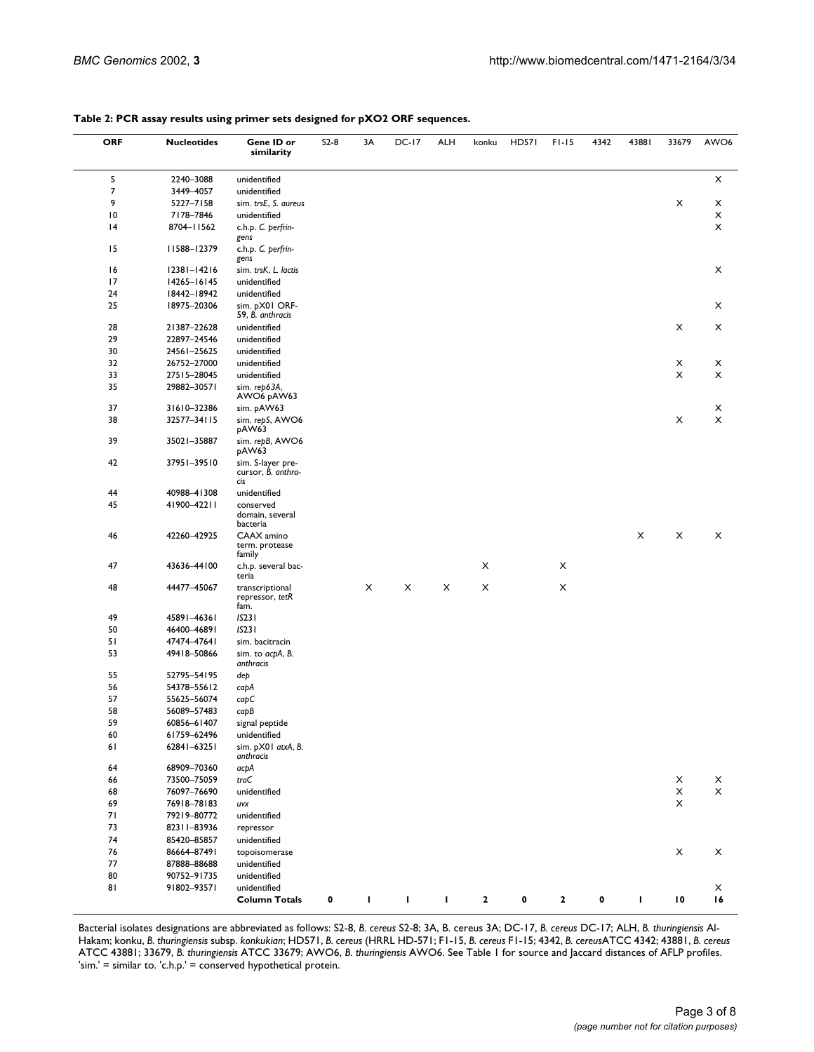**Table 2: PCR assay results using primer sets designed for pXO2 ORF sequences.**

| ORF | Nucleotides | Gene ID or similarity | S2-8 | 3A | DC-17 | ALH | konku | HD571 | F1-15 | 4342 | 43881 | 33679 | AWO6 |
|---|---|---|---|---|---|---|---|---|---|---|---|---|---|
| 5 | 2240–3088 | unidentified | | | | | | | | | | | X |
| 7 | 3449–4057 | unidentified | | | | | | | | | | | |
| 9 | 5227–7158 | sim. *trsE*, *S. aureus* | | | | | | | | | | X | X |
| 10 | 7178–7846 | unidentified | | | | | | | | | | | X |
| 14 | 8704–11562 | c.h.p. *C. perfringens* | | | | | | | | | | | X |
| 15 | 11588–12379 | c.h.p. *C. perfringens* | | | | | | | | | | | |
| 16 | 12381–14216 | sim. *trsK*, *L. lactis* | | | | | | | | | | | X |
| 17 | 14265–16145 | unidentified | | | | | | | | | | | |
| 24 | 18442–18942 | unidentified | | | | | | | | | | | |
| 25 | 18975–20306 | sim. pX01 ORF-59, *B. anthracis* | | | | | | | | | | | X |
| 28 | 21387–22628 | unidentified | | | | | | | | | | X | X |
| 29 | 22897–24546 | unidentified | | | | | | | | | | | |
| 30 | 24561–25625 | unidentified | | | | | | | | | | | |
| 32 | 26752–27000 | unidentified | | | | | | | | | | X | X |
| 33 | 27515–28045 | unidentified | | | | | | | | | | X | X |
| 35 | 29882–30571 | sim. *rep63A*, AWO6 pAW63 | | | | | | | | | | | |
| 37 | 31610–32386 | sim. pAW63 | | | | | | | | | | | X |
| 38 | 32577–34115 | sim. *repS*, AWO6 pAW63 | | | | | | | | | | X | X |
| 39 | 35021–35887 | sim. *repB*, AWO6 pAW63 | | | | | | | | | | | |
| 42 | 37951–39510 | sim. S-layer precursor, *B. anthracis* | | | | | | | | | | | |
| 44 | 40988–41308 | unidentified | | | | | | | | | | | |
| 45 | 41900–42211 | conserved domain, several bacteria | | | | | | | | | | | |
| 46 | 42260–42925 | CAAX amino term. protease family | | | | | | | | | X | X | X |
| 47 | 43636–44100 | c.h.p. several bacteria | | | | | X | | X | | | | |
| 48 | 44477–45067 | transcriptional repressor, *tetR* fam. | | X | X | X | X | | X | | | | |
| 49 | 45891–46361 | *IS231* | | | | | | | | | | | |
| 50 | 46400–46891 | *IS231* | | | | | | | | | | | |
| 51 | 47474–47641 | sim. bacitracin | | | | | | | | | | | |
| 53 | 49418–50866 | sim. to *acpA*, *B. anthracis* | | | | | | | | | | | |
| 55 | 52795–54195 | *dep* | | | | | | | | | | | |
| 56 | 54378–55612 | *capA* | | | | | | | | | | | |
| 57 | 55625–56074 | *capC* | | | | | | | | | | | |
| 58 | 56089–57483 | *capB* | | | | | | | | | | | |
| 59 | 60856–61407 | signal peptide | | | | | | | | | | | |
| 60 | 61759–62496 | unidentified | | | | | | | | | | | |
| 61 | 62841–63251 | sim. pX01 *atxA*, *B. anthracis* | | | | | | | | | | | |
| 64 | 68909–70360 | *acpA* | | | | | | | | | | | |
| 66 | 73500–75059 | *traC* | | | | | | | | | | X | X |
| 68 | 76097–76690 | unidentified | | | | | | | | | | X | X |
| 69 | 76918–78183 | *uvx* | | | | | | | | | | X | |
| 71 | 79219–80772 | unidentified | | | | | | | | | | | |
| 73 | 82311–83936 | repressor | | | | | | | | | | | |
| 74 | 85420–85857 | unidentified | | | | | | | | | | | |
| 76 | 86664–87491 | topoisomerase | | | | | | | | | | X | X |
| 77 | 87888–88688 | unidentified | | | | | | | | | | | |
| 80 | 90752–91735 | unidentified | | | | | | | | | | | |
| 81 | 91802–93571 | unidentified | | | | | | | | | | | X |
| | | **Column Totals** | **0** | **1** | **1** | **1** | **2** | **0** | **2** | **0** | **1** | **10** | **16** |

Bacterial isolates designations are abbreviated as follows: S2-8, *B. cereus* S2-8; 3A, B. cereus 3A; DC-17, *B. cereus* DC-17; ALH, *B. thuringiensis* Al-Hakam; konku, *B. thuringiensis* subsp. *konkukian*; HD571, *B. cereus* (HRRL HD-571; F1-15, *B. cereus* F1-15; 4342, *B. cereus*ATCC 4342; 43881, *B. cereus* ATCC 43881; 33679, *B. thuringiensis* ATCC 33679; AWO6, *B. thuringiensis* AWO6. See Table 1 for source and Jaccard distances of AFLP profiles. 'sim.' = similar to. 'c.h.p.' = conserved hypothetical protein.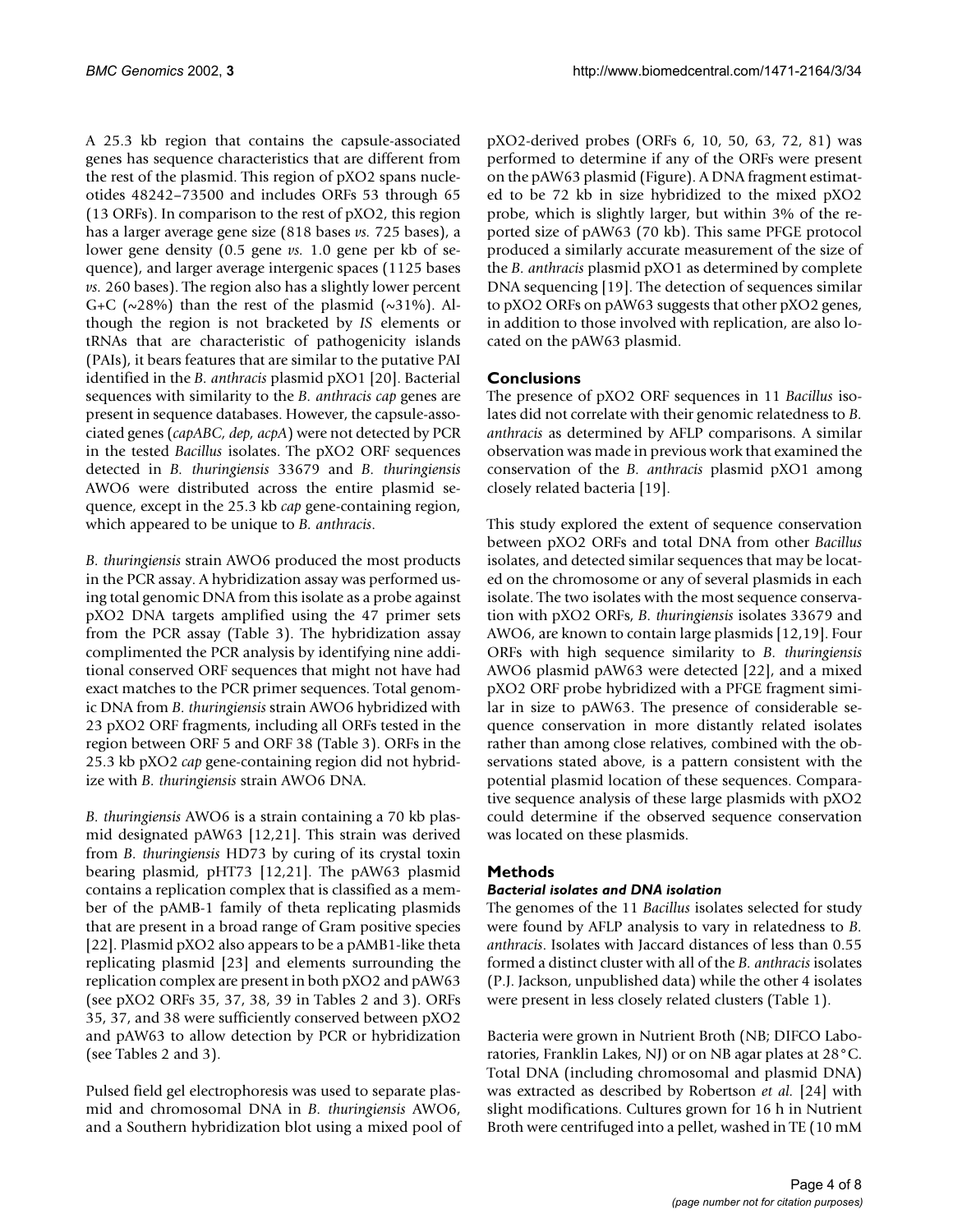A 25.3 kb region that contains the capsule-associated genes has sequence characteristics that are different from the rest of the plasmid. This region of pXO2 spans nucleotides 48242–73500 and includes ORFs 53 through 65 (13 ORFs). In comparison to the rest of pXO2, this region has a larger average gene size (818 bases *vs.* 725 bases), a lower gene density (0.5 gene *vs.* 1.0 gene per kb of sequence), and larger average intergenic spaces (1125 bases *vs.* 260 bases). The region also has a slightly lower percent G+C (~28%) than the rest of the plasmid (~31%). Although the region is not bracketed by *IS* elements or tRNAs that are characteristic of pathogenicity islands (PAIs), it bears features that are similar to the putative PAI identified in the *B. anthracis* plasmid pXO1 [20]. Bacterial sequences with similarity to the *B. anthracis cap* genes are present in sequence databases. However, the capsule-associated genes (*capABC, dep, acpA*) were not detected by PCR in the tested *Bacillus* isolates. The pXO2 ORF sequences detected in *B. thuringiensis* 33679 and *B. thuringiensis* AWO6 were distributed across the entire plasmid sequence, except in the 25.3 kb *cap* gene-containing region, which appeared to be unique to *B. anthracis*.

*B. thuringiensis* strain AWO6 produced the most products in the PCR assay. A hybridization assay was performed using total genomic DNA from this isolate as a probe against pXO2 DNA targets amplified using the 47 primer sets from the PCR assay (Table 3). The hybridization assay complimented the PCR analysis by identifying nine additional conserved ORF sequences that might not have had exact matches to the PCR primer sequences. Total genomic DNA from *B. thuringiensis* strain AWO6 hybridized with 23 pXO2 ORF fragments, including all ORFs tested in the region between ORF 5 and ORF 38 (Table 3). ORFs in the 25.3 kb pXO2 *cap* gene-containing region did not hybridize with *B. thuringiensis* strain AWO6 DNA.

*B. thuringiensis* AWO6 is a strain containing a 70 kb plasmid designated pAW63 [12,21]. This strain was derived from *B. thuringiensis* HD73 by curing of its crystal toxin bearing plasmid, pHT73 [12,21]. The pAW63 plasmid contains a replication complex that is classified as a member of the pAMB-1 family of theta replicating plasmids that are present in a broad range of Gram positive species [22]. Plasmid pXO2 also appears to be a pAMB1-like theta replicating plasmid [23] and elements surrounding the replication complex are present in both pXO2 and pAW63 (see pXO2 ORFs 35, 37, 38, 39 in Tables 2 and 3). ORFs 35, 37, and 38 were sufficiently conserved between pXO2 and pAW63 to allow detection by PCR or hybridization (see Tables 2 and 3).

Pulsed field gel electrophoresis was used to separate plasmid and chromosomal DNA in *B. thuringiensis* AWO6, and a Southern hybridization blot using a mixed pool of pXO2-derived probes (ORFs 6, 10, 50, 63, 72, 81) was performed to determine if any of the ORFs were present on the pAW63 plasmid (Figure). A DNA fragment estimated to be 72 kb in size hybridized to the mixed pXO2 probe, which is slightly larger, but within 3% of the reported size of pAW63 (70 kb). This same PFGE protocol produced a similarly accurate measurement of the size of the *B. anthracis* plasmid pXO1 as determined by complete DNA sequencing [19]. The detection of sequences similar to pXO2 ORFs on pAW63 suggests that other pXO2 genes, in addition to those involved with replication, are also located on the pAW63 plasmid.

## Conclusions

The presence of pXO2 ORF sequences in 11 *Bacillus* isolates did not correlate with their genomic relatedness to *B. anthracis* as determined by AFLP comparisons. A similar observation was made in previous work that examined the conservation of the *B. anthracis* plasmid pXO1 among closely related bacteria [19].

This study explored the extent of sequence conservation between pXO2 ORFs and total DNA from other *Bacillus* isolates, and detected similar sequences that may be located on the chromosome or any of several plasmids in each isolate. The two isolates with the most sequence conservation with pXO2 ORFs, *B. thuringiensis* isolates 33679 and AWO6, are known to contain large plasmids [12,19]. Four ORFs with high sequence similarity to *B. thuringiensis* AWO6 plasmid pAW63 were detected [22], and a mixed pXO2 ORF probe hybridized with a PFGE fragment similar in size to pAW63. The presence of considerable sequence conservation in more distantly related isolates rather than among close relatives, combined with the observations stated above, is a pattern consistent with the potential plasmid location of these sequences. Comparative sequence analysis of these large plasmids with pXO2 could determine if the observed sequence conservation was located on these plasmids.

## Methods

### Bacterial isolates and DNA isolation

The genomes of the 11 *Bacillus* isolates selected for study were found by AFLP analysis to vary in relatedness to *B. anthracis*. Isolates with Jaccard distances of less than 0.55 formed a distinct cluster with all of the *B. anthracis* isolates (P.J. Jackson, unpublished data) while the other 4 isolates were present in less closely related clusters (Table 1).

Bacteria were grown in Nutrient Broth (NB; DIFCO Laboratories, Franklin Lakes, NJ) or on NB agar plates at 28°C. Total DNA (including chromosomal and plasmid DNA) was extracted as described by Robertson *et al.* [24] with slight modifications. Cultures grown for 16 h in Nutrient Broth were centrifuged into a pellet, washed in TE (10 mM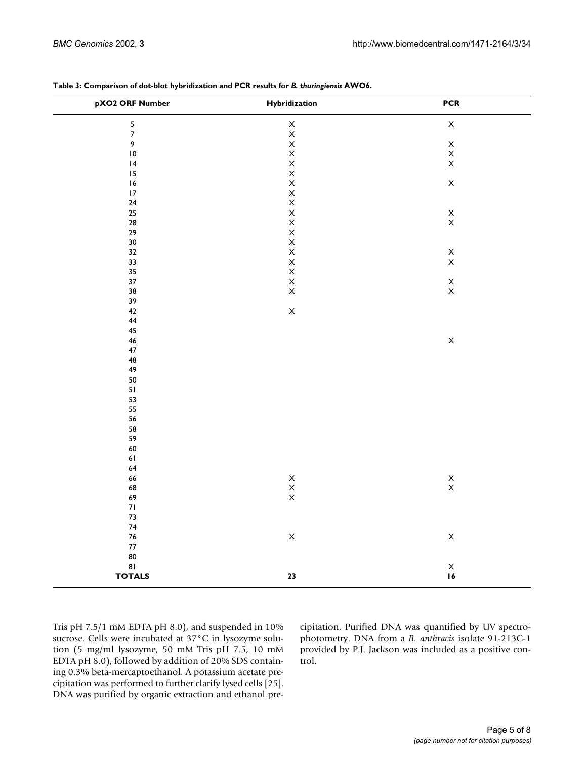**Table 3: Comparison of dot-blot hybridization and PCR results for *B. thuringiensis* AWO6.**

| pXO2 ORF Number | Hybridization | PCR |
| --- | --- | --- |
| 5 | X | X |
| 7 | X | |
| 9 | X | X |
| 10 | X | X |
| 14 | X | X |
| 15 | X | |
| 16 | X | X |
| 17 | X | |
| 24 | X | |
| 25 | X | X |
| 28 | X | X |
| 29 | X | |
| 30 | X | |
| 32 | X | X |
| 33 | X | X |
| 35 | X | |
| 37 | X | X |
| 38 | X | X |
| 39 | | |
| 42 | X | |
| 44 | | |
| 45 | | |
| 46 | | X |
| 47 | | |
| 48 | | |
| 49 | | |
| 50 | | |
| 51 | | |
| 53 | | |
| 55 | | |
| 56 | | |
| 58 | | |
| 59 | | |
| 60 | | |
| 61 | | |
| 64 | | |
| 66 | X | X |
| 68 | X | X |
| 69 | X | |
| 71 | | |
| 73 | | |
| 74 | | |
| 76 | X | X |
| 77 | | |
| 80 | | |
| 81 | | X |
| **TOTALS** | **23** | **16** |

Tris pH 7.5/1 mM EDTA pH 8.0), and suspended in 10% sucrose. Cells were incubated at 37°C in lysozyme solution (5 mg/ml lysozyme, 50 mM Tris pH 7.5, 10 mM EDTA pH 8.0), followed by addition of 20% SDS containing 0.3% beta-mercaptoethanol. A potassium acetate precipitation was performed to further clarify lysed cells [25]. DNA was purified by organic extraction and ethanol precipitation. Purified DNA was quantified by UV spectrophotometry. DNA from a *B. anthracis* isolate 91-213C-1 provided by P.J. Jackson was included as a positive control.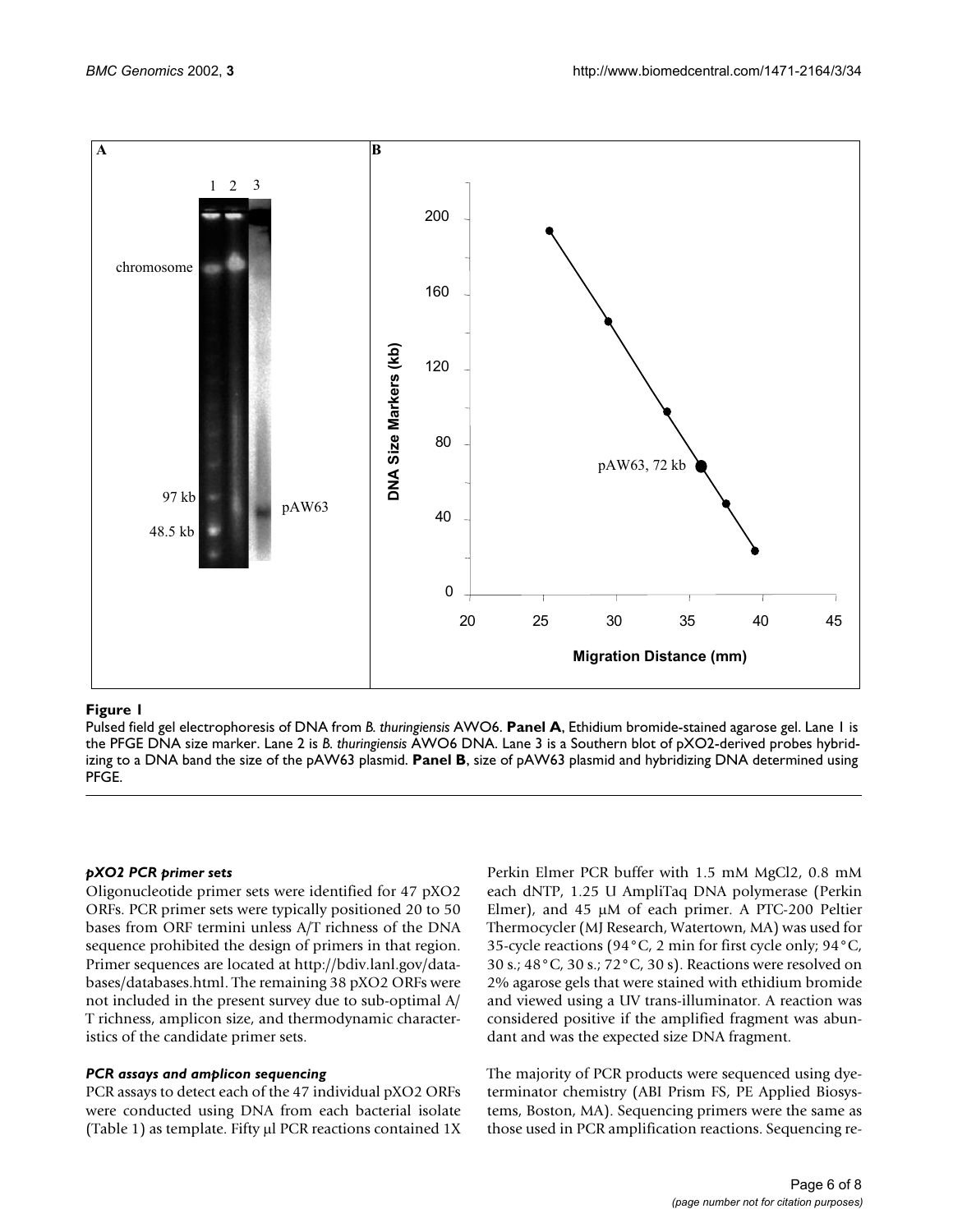**Figure 1**

Pulsed field gel electrophoresis of DNA from *B. thuringiensis* AWO6. **Panel A**, Ethidium bromide-stained agarose gel. Lane 1 is the PFGE DNA size marker. Lane 2 is *B. thuringiensis* AWO6 DNA. Lane 3 is a Southern blot of pXO2-derived probes hybridizing to a DNA band the size of the pAW63 plasmid. **Panel B**, size of pAW63 plasmid and hybridizing DNA determined using PFGE.

### *pXO2 PCR primer sets*

Oligonucleotide primer sets were identified for 47 pXO2 ORFs. PCR primer sets were typically positioned 20 to 50 bases from ORF termini unless A/T richness of the DNA sequence prohibited the design of primers in that region. Primer sequences are located at http://bdiv.lanl.gov/databases/databases.html. The remaining 38 pXO2 ORFs were not included in the present survey due to sub-optimal A/T richness, amplicon size, and thermodynamic characteristics of the candidate primer sets.

### *PCR assays and amplicon sequencing*

PCR assays to detect each of the 47 individual pXO2 ORFs were conducted using DNA from each bacterial isolate (Table 1) as template. Fifty μl PCR reactions contained 1X Perkin Elmer PCR buffer with 1.5 mM MgCl2, 0.8 mM each dNTP, 1.25 U AmpliTaq DNA polymerase (Perkin Elmer), and 45 μM of each primer. A PTC-200 Peltier Thermocycler (MJ Research, Watertown, MA) was used for 35-cycle reactions (94°C, 2 min for first cycle only; 94°C, 30 s.; 48°C, 30 s.; 72°C, 30 s). Reactions were resolved on 2% agarose gels that were stained with ethidium bromide and viewed using a UV trans-illuminator. A reaction was considered positive if the amplified fragment was abundant and was the expected size DNA fragment.

The majority of PCR products were sequenced using dye-terminator chemistry (ABI Prism FS, PE Applied Biosystems, Boston, MA). Sequencing primers were the same as those used in PCR amplification reactions. Sequencing re-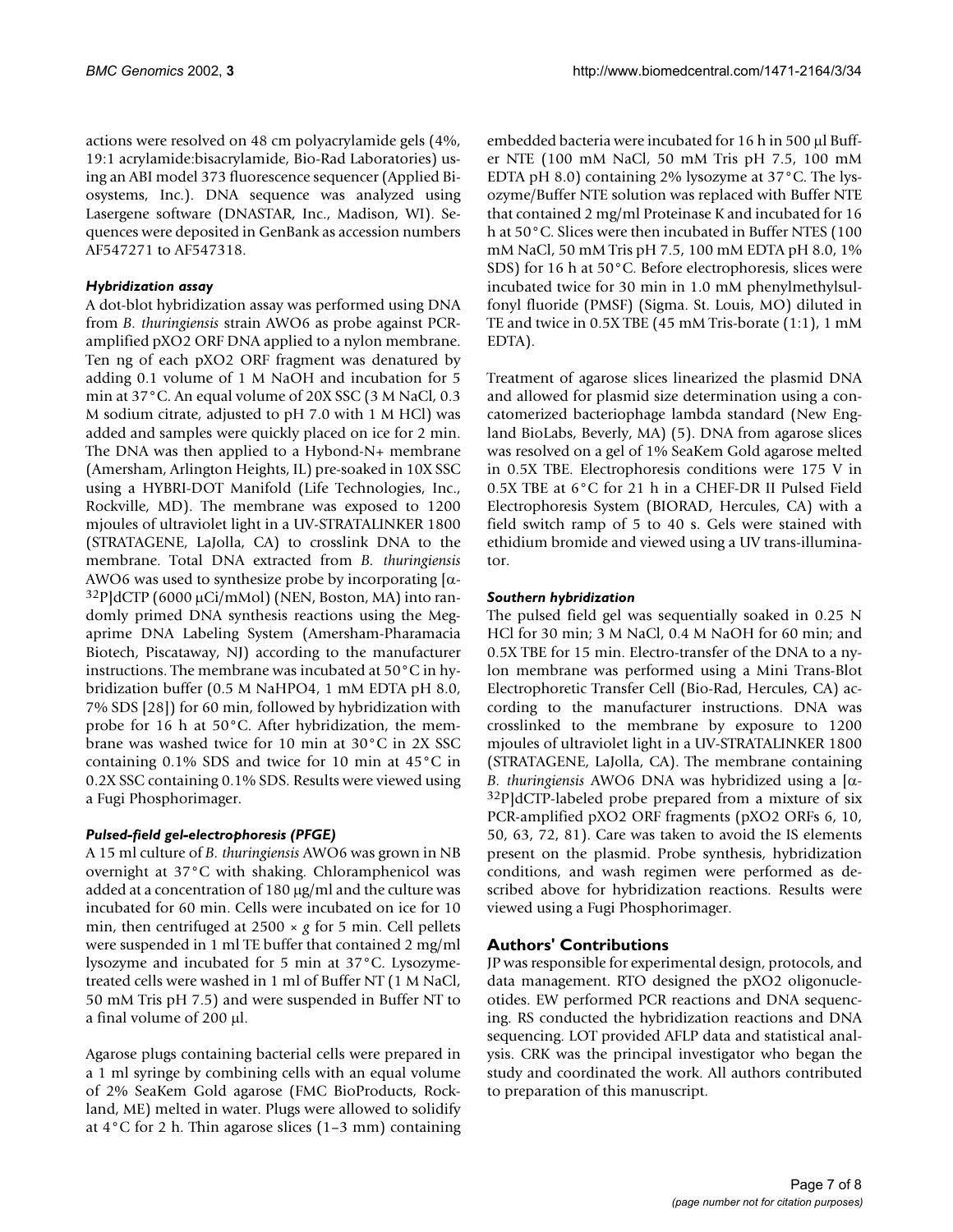actions were resolved on 48 cm polyacrylamide gels (4%, 19:1 acrylamide:bisacrylamide, Bio-Rad Laboratories) using an ABI model 373 fluorescence sequencer (Applied Biosystems, Inc.). DNA sequence was analyzed using Lasergene software (DNASTAR, Inc., Madison, WI). Sequences were deposited in GenBank as accession numbers AF547271 to AF547318.

### *Hybridization assay*

A dot-blot hybridization assay was performed using DNA from *B. thuringiensis* strain AWO6 as probe against PCR-amplified pXO2 ORF DNA applied to a nylon membrane. Ten ng of each pXO2 ORF fragment was denatured by adding 0.1 volume of 1 M NaOH and incubation for 5 min at 37°C. An equal volume of 20X SSC (3 M NaCl, 0.3 M sodium citrate, adjusted to pH 7.0 with 1 M HCl) was added and samples were quickly placed on ice for 2 min. The DNA was then applied to a Hybond-N+ membrane (Amersham, Arlington Heights, IL) pre-soaked in 10X SSC using a HYBRI-DOT Manifold (Life Technologies, Inc., Rockville, MD). The membrane was exposed to 1200 mjoules of ultraviolet light in a UV-STRATALINKER 1800 (STRATAGENE, LaJolla, CA) to crosslink DNA to the membrane. Total DNA extracted from *B. thuringiensis* AWO6 was used to synthesize probe by incorporating [α-$^{32}$P]dCTP (6000 μCi/mMol) (NEN, Boston, MA) into randomly primed DNA synthesis reactions using the Megaprime DNA Labeling System (Amersham-Pharamacia Biotech, Piscataway, NJ) according to the manufacturer instructions. The membrane was incubated at 50°C in hybridization buffer (0.5 M NaHPO4, 1 mM EDTA pH 8.0, 7% SDS [28]) for 60 min, followed by hybridization with probe for 16 h at 50°C. After hybridization, the membrane was washed twice for 10 min at 30°C in 2X SSC containing 0.1% SDS and twice for 10 min at 45°C in 0.2X SSC containing 0.1% SDS. Results were viewed using a Fugi Phosphorimager.

### *Pulsed-field gel-electrophoresis (PFGE)*

A 15 ml culture of *B. thuringiensis* AWO6 was grown in NB overnight at 37°C with shaking. Chloramphenicol was added at a concentration of 180 μg/ml and the culture was incubated for 60 min. Cells were incubated on ice for 10 min, then centrifuged at 2500 × *g* for 5 min. Cell pellets were suspended in 1 ml TE buffer that contained 2 mg/ml lysozyme and incubated for 5 min at 37°C. Lysozyme-treated cells were washed in 1 ml of Buffer NT (1 M NaCl, 50 mM Tris pH 7.5) and were suspended in Buffer NT to a final volume of 200 μl.

Agarose plugs containing bacterial cells were prepared in a 1 ml syringe by combining cells with an equal volume of 2% SeaKem Gold agarose (FMC BioProducts, Rockland, ME) melted in water. Plugs were allowed to solidify at 4°C for 2 h. Thin agarose slices (1–3 mm) containing embedded bacteria were incubated for 16 h in 500 μl Buffer NTE (100 mM NaCl, 50 mM Tris pH 7.5, 100 mM EDTA pH 8.0) containing 2% lysozyme at 37°C. The lysozyme/Buffer NTE solution was replaced with Buffer NTE that contained 2 mg/ml Proteinase K and incubated for 16 h at 50°C. Slices were then incubated in Buffer NTES (100 mM NaCl, 50 mM Tris pH 7.5, 100 mM EDTA pH 8.0, 1% SDS) for 16 h at 50°C. Before electrophoresis, slices were incubated twice for 30 min in 1.0 mM phenylmethylsulfonyl fluoride (PMSF) (Sigma. St. Louis, MO) diluted in TE and twice in 0.5X TBE (45 mM Tris-borate (1:1), 1 mM EDTA).

Treatment of agarose slices linearized the plasmid DNA and allowed for plasmid size determination using a concatomerized bacteriophage lambda standard (New England BioLabs, Beverly, MA) (5). DNA from agarose slices was resolved on a gel of 1% SeaKem Gold agarose melted in 0.5X TBE. Electrophoresis conditions were 175 V in 0.5X TBE at 6°C for 21 h in a CHEF-DR II Pulsed Field Electrophoresis System (BIORAD, Hercules, CA) with a field switch ramp of 5 to 40 s. Gels were stained with ethidium bromide and viewed using a UV trans-illuminator.

### *Southern hybridization*

The pulsed field gel was sequentially soaked in 0.25 N HCl for 30 min; 3 M NaCl, 0.4 M NaOH for 60 min; and 0.5X TBE for 15 min. Electro-transfer of the DNA to a nylon membrane was performed using a Mini Trans-Blot Electrophoretic Transfer Cell (Bio-Rad, Hercules, CA) according to the manufacturer instructions. DNA was crosslinked to the membrane by exposure to 1200 mjoules of ultraviolet light in a UV-STRATALINKER 1800 (STRATAGENE, LaJolla, CA). The membrane containing *B. thuringiensis* AWO6 DNA was hybridized using a [α-$^{32}$P]dCTP-labeled probe prepared from a mixture of six PCR-amplified pXO2 ORF fragments (pXO2 ORFs 6, 10, 50, 63, 72, 81). Care was taken to avoid the IS elements present on the plasmid. Probe synthesis, hybridization conditions, and wash regimen were performed as described above for hybridization reactions. Results were viewed using a Fugi Phosphorimager.

## Authors' Contributions

JP was responsible for experimental design, protocols, and data management. RTO designed the pXO2 oligonucleotides. EW performed PCR reactions and DNA sequencing. RS conducted the hybridization reactions and DNA sequencing. LOT provided AFLP data and statistical analysis. CRK was the principal investigator who began the study and coordinated the work. All authors contributed to preparation of this manuscript.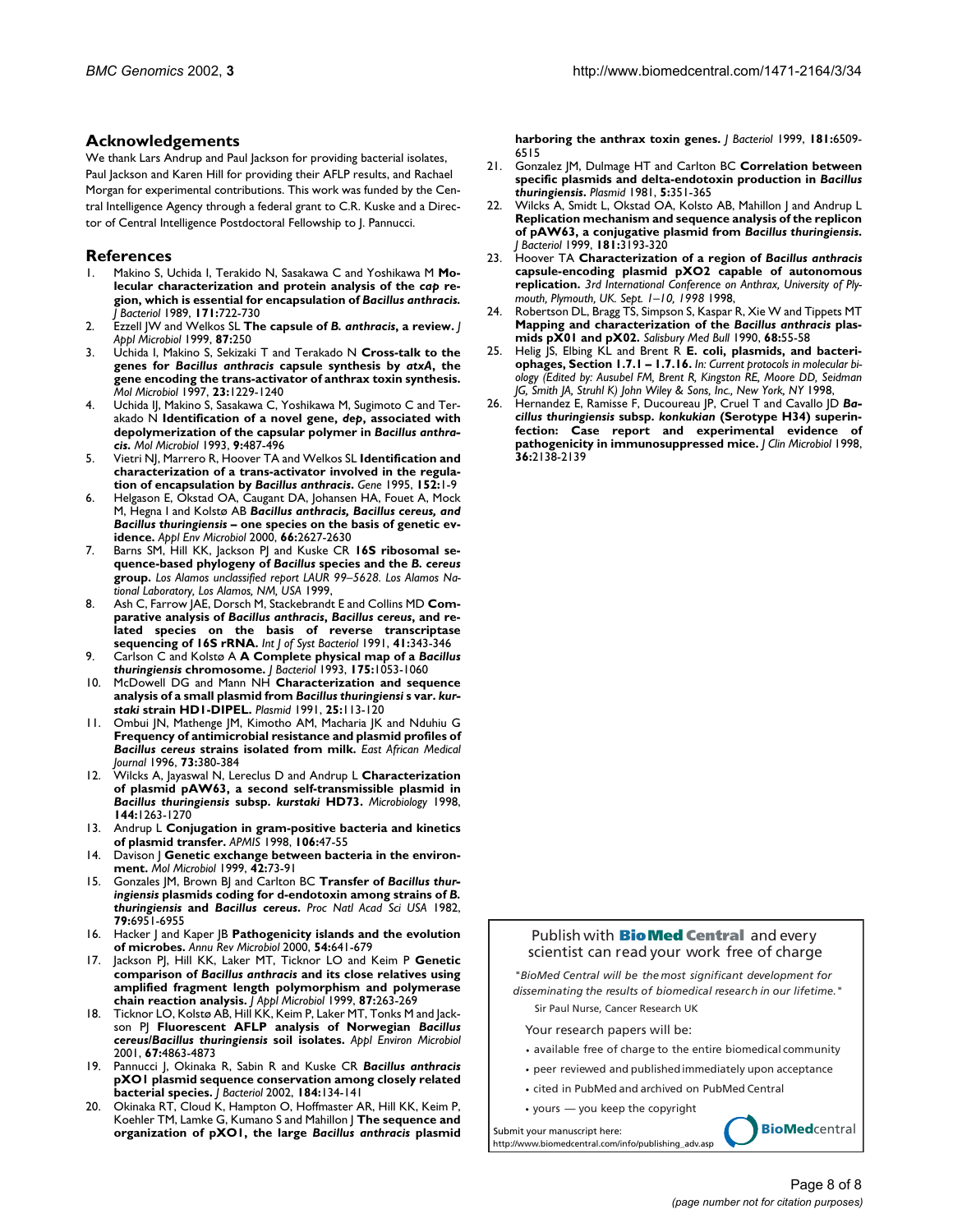## Acknowledgements

We thank Lars Andrup and Paul Jackson for providing bacterial isolates, Paul Jackson and Karen Hill for providing their AFLP results, and Rachael Morgan for experimental contributions. This work was funded by the Central Intelligence Agency through a federal grant to C.R. Kuske and a Director of Central Intelligence Postdoctoral Fellowship to J. Pannucci.

## References

1. Makino S, Uchida I, Terakido N, Sasakawa C and Yoshikawa M **Molecular characterization and protein analysis of the *cap* region, which is essential for encapsulation of *Bacillus anthracis*.** *J Bacteriol* 1989, **171:**722-730
2. Ezzell JW and Welkos SL **The capsule of *B. anthracis*, a review.** *J Appl Microbiol* 1999, **87:**250
3. Uchida I, Makino S, Sekizaki T and Terakado N **Cross-talk to the genes for *Bacillus anthracis* capsule synthesis by *atxA*, the gene encoding the trans-activator of anthrax toxin synthesis.** *Mol Microbiol* 1997, **23:**1229-1240
4. Uchida IJ, Makino S, Sasakawa C, Yoshikawa M, Sugimoto C and Terakado N **Identification of a novel gene, *dep*, associated with depolymerization of the capsular polymer in *Bacillus anthracis*.** *Mol Microbiol* 1993, **9:**487-496
5. Vietri NJ, Marrero R, Hoover TA and Welkos SL **Identification and characterization of a trans-activator involved in the regulation of encapsulation by *Bacillus anthracis*.** *Gene* 1995, **152:**1-9
6. Helgason E, Okstad OA, Caugant DA, Johansen HA, Fouet A, Mock M, Hegna I and Kolstø AB ***Bacillus anthracis, Bacillus cereus, and Bacillus thuringiensis* – one species on the basis of genetic evidence.** *Appl Env Microbiol* 2000, **66:**2627-2630
7. Barns SM, Hill KK, Jackson PJ and Kuske CR **16S ribosomal sequence-based phylogeny of *Bacillus* species and the *B. cereus* group.** *Los Alamos unclassified report LAUR 99–5628. Los Alamos National Laboratory, Los Alamos, NM, USA* 1999,
8. Ash C, Farrow JAE, Dorsch M, Stackebrandt E and Collins MD **Comparative analysis of *Bacillus anthracis*, *Bacillus cereus*, and related species on the basis of reverse transcriptase sequencing of 16S rRNA.** *Int J of Syst Bacteriol* 1991, **41:**343-346
9. Carlson C and Kolstø A **A Complete physical map of a *Bacillus thuringiensis* chromosome.** *J Bacteriol* 1993, **175:**1053-1060
10. McDowell DG and Mann NH **Characterization and sequence analysis of a small plasmid from *Bacillus thuringiensi* s var. *kurstaki* strain HD1-DIPEL.** *Plasmid* 1991, **25:**113-120
11. Ombui JN, Mathenge JM, Kimotho AM, Macharia JK and Nduhiu G **Frequency of antimicrobial resistance and plasmid profiles of *Bacillus cereus* strains isolated from milk.** *East African Medical Journal* 1996, **73:**380-384
12. Wilcks A, Jayaswal N, Lereclus D and Andrup L **Characterization of plasmid pAW63, a second self-transmissible plasmid in *Bacillus thuringiensis* subsp. *kurstaki* HD73.** *Microbiology* 1998, **144:**1263-1270
13. Andrup L **Conjugation in gram-positive bacteria and kinetics of plasmid transfer.** *APMIS* 1998, **106:**47-55
14. Davison J **Genetic exchange between bacteria in the environment.** *Mol Microbiol* 1999, **42:**73-91
15. Gonzales JM, Brown BJ and Carlton BC **Transfer of *Bacillus thuringiensis* plasmids coding for d-endotoxin among strains of *B. thuringiensis* and *Bacillus cereus*.** *Proc Natl Acad Sci USA* 1982, **79:**6951-6955
16. Hacker J and Kaper JB **Pathogenicity islands and the evolution of microbes.** *Annu Rev Microbiol* 2000, **54:**641-679
17. Jackson PJ, Hill KK, Laker MT, Ticknor LO and Keim P **Genetic comparison of *Bacillus anthracis* and its close relatives using amplified fragment length polymorphism and polymerase chain reaction analysis.** *J Appl Microbiol* 1999, **87:**263-269
18. Ticknor LO, Kolstø AB, Hill KK, Keim P, Laker MT, Tonks M and Jackson PJ **Fluorescent AFLP analysis of Norwegian *Bacillus cereus/Bacillus thuringiensis* soil isolates.** *Appl Environ Microbiol* 2001, **67:**4863-4873
19. Pannucci J, Okinaka R, Sabin R and Kuske CR ***Bacillus anthracis* pXO1 plasmid sequence conservation among closely related bacterial species.** *J Bacteriol* 2002, **184:**134-141
20. Okinaka RT, Cloud K, Hampton O, Hoffmaster AR, Hill KK, Keim P, Koehler TM, Lamke G, Kumano S and Mahillon J **The sequence and organization of pXO1, the large *Bacillus anthracis* plasmid harboring the anthrax toxin genes.** *J Bacteriol* 1999, **181:**6509-6515
21. Gonzalez JM, Dulmage HT and Carlton BC **Correlation between specific plasmids and delta-endotoxin production in *Bacillus thuringiensis*.** *Plasmid* 1981, **5:**351-365
22. Wilcks A, Smidt L, Okstad OA, Kolsto AB, Mahillon J and Andrup L **Replication mechanism and sequence analysis of the replicon of pAW63, a conjugative plasmid from *Bacillus thuringiensis*.** *J Bacteriol* 1999, **181:**3193-320
23. Hoover TA **Characterization of a region of *Bacillus anthracis* capsule-encoding plasmid pXO2 capable of autonomous replication.** *3rd International Conference on Anthrax, University of Plymouth, Plymouth, UK. Sept. 1–10, 1998* 1998,
24. Robertson DL, Bragg TS, Simpson S, Kaspar R, Xie W and Tippets MT **Mapping and characterization of the *Bacillus anthracis* plasmids pX01 and pX02.** *Salisbury Med Bull* 1990, **68:**55-58
25. Helig JS, Elbing KL and Brent R **E. coli, plasmids, and bacteriophages, Section 1.7.1 – 1.7.16.** *In: Current protocols in molecular biology (Edited by: Ausubel FM, Brent R, Kingston RE, Moore DD, Seidman JG, Smith JA, Struhl K) John Wiley & Sons, Inc., New York, NY* 1998,
26. Hernandez E, Ramisse F, Ducoureau JP, Cruel T and Cavallo JD ***Bacillus thuringiensis* subsp. *konkukian* (Serotype H34) superinfection: Case report and experimental evidence of pathogenicity in immunosuppressed mice.** *J Clin Microbiol* 1998, **36:**2138-2139

Publish with **BioMed Central** and every scientist can read your work free of charge

*"BioMed Central will be the most significant development for disseminating the results of biomedical research in our lifetime."*
Sir Paul Nurse, Cancer Research UK

Your research papers will be:

- available free of charge to the entire biomedical community
- peer reviewed and published immediately upon acceptance
- cited in PubMed and archived on PubMed Central
- yours — you keep the copyright

Submit your manuscript here:
http://www.biomedcentral.com/info/publishing_adv.asp

BioMedcentral